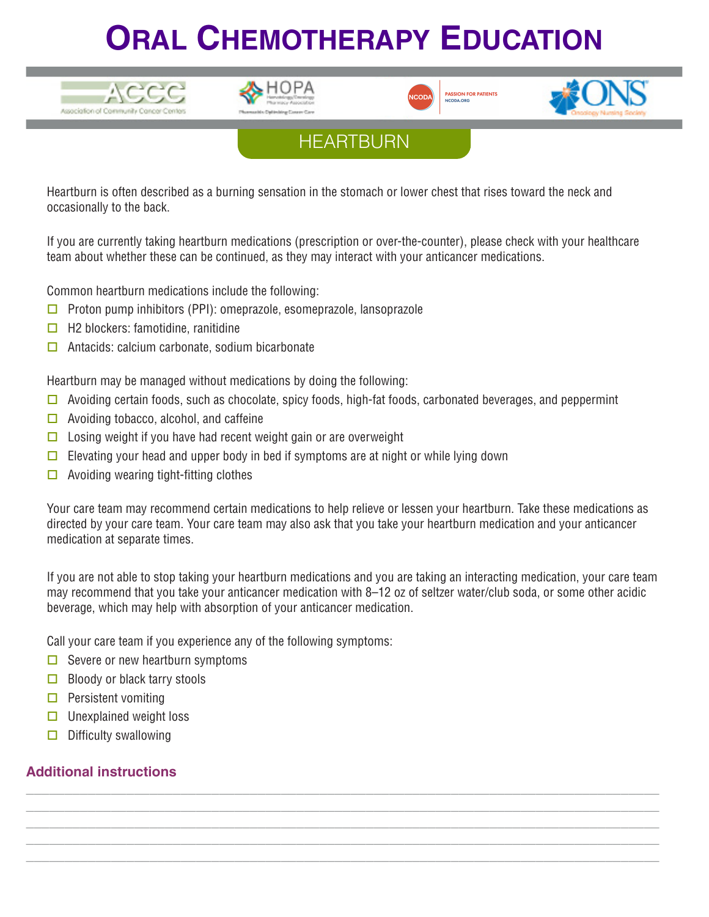# Oral Chemotherapy Education

## HEARTBURN

Heartburn is often described as a burning sensation in the stomach or lower chest that rises toward the neck and occasionally to the back.

If you are currently taking heartburn medications (prescription or over-the-counter), please check with your healthcare team about whether these can be continued, as they may interact with your anticancer medications.

Common heartburn medications include the following:

- ☐ Proton pump inhibitors (PPI): omeprazole, esomeprazole, lansoprazole
- ☐ H2 blockers: famotidine, ranitidine
- ☐ Antacids: calcium carbonate, sodium bicarbonate

Heartburn may be managed without medications by doing the following:

- ☐ Avoiding certain foods, such as chocolate, spicy foods, high-fat foods, carbonated beverages, and peppermint
- ☐ Avoiding tobacco, alcohol, and caffeine
- ☐ Losing weight if you have had recent weight gain or are overweight
- ☐ Elevating your head and upper body in bed if symptoms are at night or while lying down
- ☐ Avoiding wearing tight-fitting clothes

Your care team may recommend certain medications to help relieve or lessen your heartburn. Take these medications as directed by your care team. Your care team may also ask that you take your heartburn medication and your anticancer medication at separate times.

If you are not able to stop taking your heartburn medications and you are taking an interacting medication, your care team may recommend that you take your anticancer medication with 8–12 oz of seltzer water/club soda, or some other acidic beverage, which may help with absorption of your anticancer medication.

Call your care team if you experience any of the following symptoms:

- ☐ Severe or new heartburn symptoms
- ☐ Bloody or black tarry stools
- ☐ Persistent vomiting
- ☐ Unexplained weight loss
- ☐ Difficulty swallowing

### Additional instructions

______________________________________________________________________________

______________________________________________________________________________

______________________________________________________________________________

______________________________________________________________________________

______________________________________________________________________________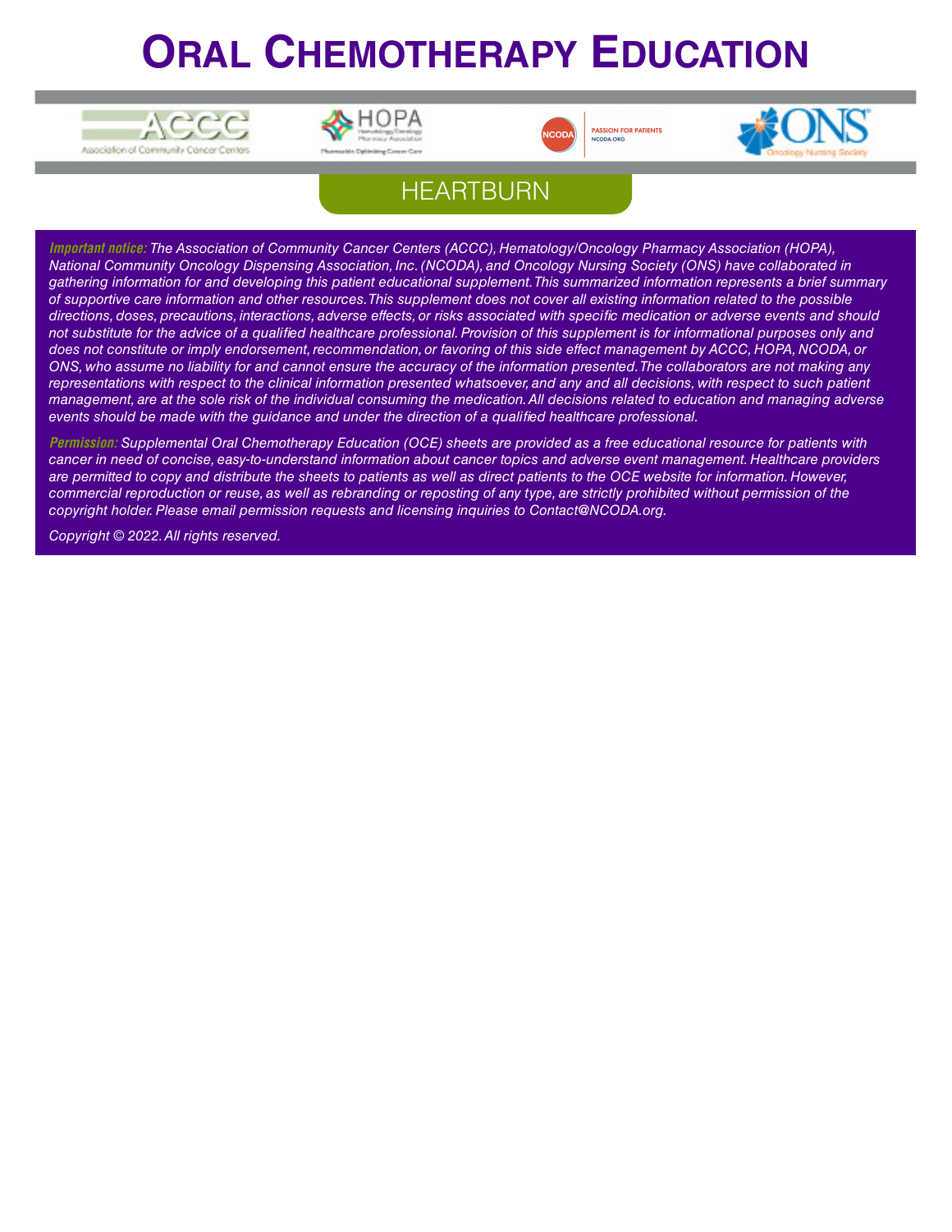# Oral Chemotherapy Education

## HEARTBURN

***Important notice:*** *The Association of Community Cancer Centers (ACCC), Hematology/Oncology Pharmacy Association (HOPA), National Community Oncology Dispensing Association, Inc. (NCODA), and Oncology Nursing Society (ONS) have collaborated in gathering information for and developing this patient educational supplement. This summarized information represents a brief summary of supportive care information and other resources. This supplement does not cover all existing information related to the possible directions, doses, precautions, interactions, adverse effects, or risks associated with specific medication or adverse events and should not substitute for the advice of a qualified healthcare professional. Provision of this supplement is for informational purposes only and does not constitute or imply endorsement, recommendation, or favoring of this side effect management by ACCC, HOPA, NCODA, or ONS, who assume no liability for and cannot ensure the accuracy of the information presented. The collaborators are not making any representations with respect to the clinical information presented whatsoever, and any and all decisions, with respect to such patient management, are at the sole risk of the individual consuming the medication. All decisions related to education and managing adverse events should be made with the guidance and under the direction of a qualified healthcare professional.*

***Permission:*** *Supplemental Oral Chemotherapy Education (OCE) sheets are provided as a free educational resource for patients with cancer in need of concise, easy-to-understand information about cancer topics and adverse event management. Healthcare providers are permitted to copy and distribute the sheets to patients as well as direct patients to the OCE website for information. However, commercial reproduction or reuse, as well as rebranding or reposting of any type, are strictly prohibited without permission of the copyright holder. Please email permission requests and licensing inquiries to Contact@NCODA.org.*

*Copyright © 2022. All rights reserved.*